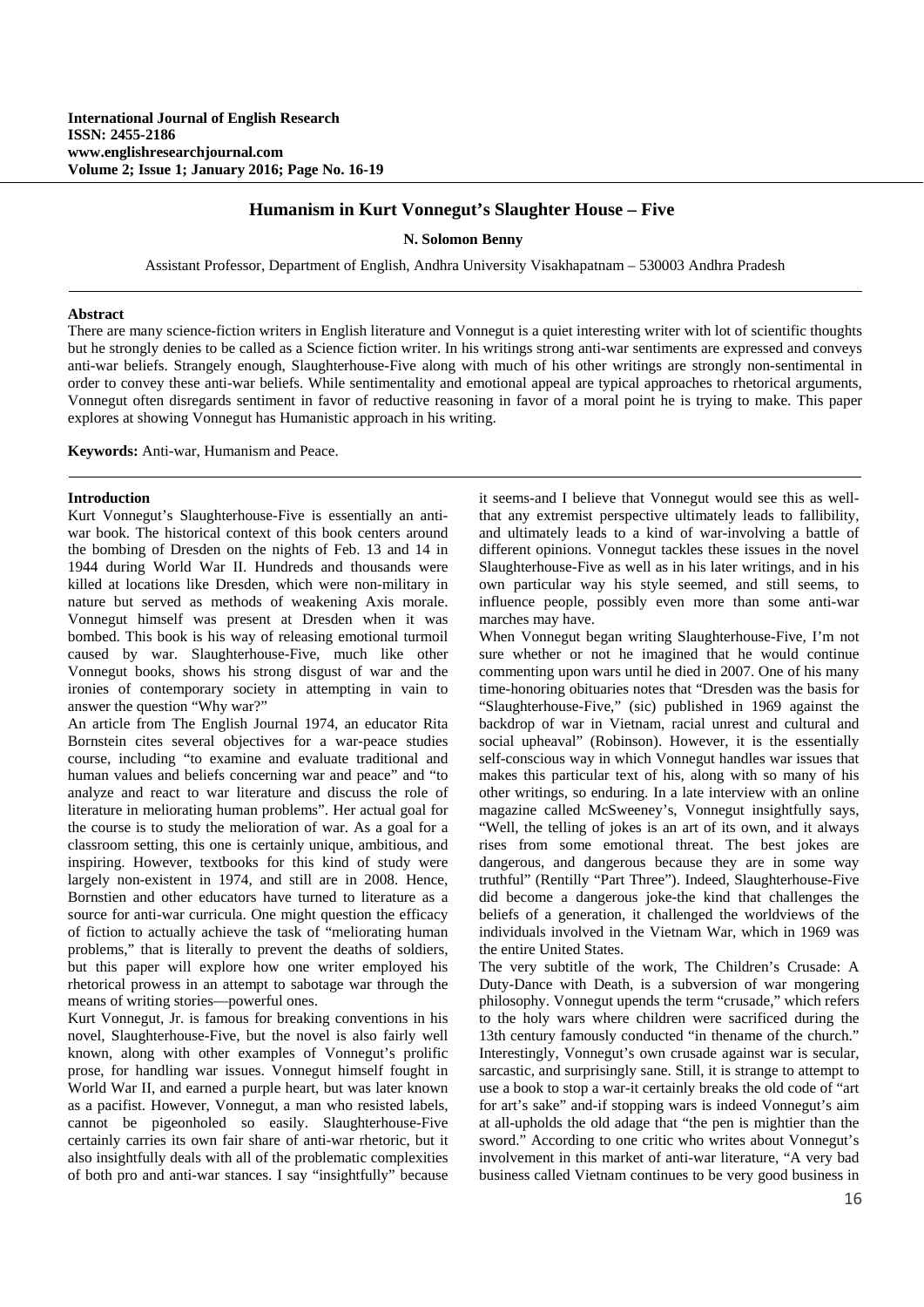**International Journal of English Research**
**ISSN: 2455-2186**
**www.englishresearchjournal.com**
**Volume 2; Issue 1; January 2016; Page No. 16-19**

# Humanism in Kurt Vonnegut's Slaughter House – Five

**N. Solomon Benny**

Assistant Professor, Department of English, Andhra University Visakhapatnam – 530003 Andhra Pradesh

## Abstract

There are many science-fiction writers in English literature and Vonnegut is a quiet interesting writer with lot of scientific thoughts but he strongly denies to be called as a Science fiction writer. In his writings strong anti-war sentiments are expressed and conveys anti-war beliefs. Strangely enough, Slaughterhouse-Five along with much of his other writings are strongly non-sentimental in order to convey these anti-war beliefs. While sentimentality and emotional appeal are typical approaches to rhetorical arguments, Vonnegut often disregards sentiment in favor of reductive reasoning in favor of a moral point he is trying to make. This paper explores at showing Vonnegut has Humanistic approach in his writing.

**Keywords:** Anti-war, Humanism and Peace.

## Introduction

Kurt Vonnegut's Slaughterhouse-Five is essentially an anti-war book. The historical context of this book centers around the bombing of Dresden on the nights of Feb. 13 and 14 in 1944 during World War II. Hundreds and thousands were killed at locations like Dresden, which were non-military in nature but served as methods of weakening Axis morale. Vonnegut himself was present at Dresden when it was bombed. This book is his way of releasing emotional turmoil caused by war. Slaughterhouse-Five, much like other Vonnegut books, shows his strong disgust of war and the ironies of contemporary society in attempting in vain to answer the question "Why war?"

An article from The English Journal 1974, an educator Rita Bornstein cites several objectives for a war-peace studies course, including "to examine and evaluate traditional and human values and beliefs concerning war and peace" and "to analyze and react to war literature and discuss the role of literature in meliorating human problems". Her actual goal for the course is to study the melioration of war. As a goal for a classroom setting, this one is certainly unique, ambitious, and inspiring. However, textbooks for this kind of study were largely non-existent in 1974, and still are in 2008. Hence, Bornstien and other educators have turned to literature as a source for anti-war curricula. One might question the efficacy of fiction to actually achieve the task of "meliorating human problems," that is literally to prevent the deaths of soldiers, but this paper will explore how one writer employed his rhetorical prowess in an attempt to sabotage war through the means of writing stories—powerful ones.

Kurt Vonnegut, Jr. is famous for breaking conventions in his novel, Slaughterhouse-Five, but the novel is also fairly well known, along with other examples of Vonnegut's prolific prose, for handling war issues. Vonnegut himself fought in World War II, and earned a purple heart, but was later known as a pacifist. However, Vonnegut, a man who resisted labels, cannot be pigeonholed so easily. Slaughterhouse-Five certainly carries its own fair share of anti-war rhetoric, but it also insightfully deals with all of the problematic complexities of both pro and anti-war stances. I say "insightfully" because it seems-and I believe that Vonnegut would see this as well-that any extremist perspective ultimately leads to fallibility, and ultimately leads to a kind of war-involving a battle of different opinions. Vonnegut tackles these issues in the novel Slaughterhouse-Five as well as in his later writings, and in his own particular way his style seemed, and still seems, to influence people, possibly even more than some anti-war marches may have.

When Vonnegut began writing Slaughterhouse-Five, I'm not sure whether or not he imagined that he would continue commenting upon wars until he died in 2007. One of his many time-honoring obituaries notes that "Dresden was the basis for "Slaughterhouse-Five," (sic) published in 1969 against the backdrop of war in Vietnam, racial unrest and cultural and social upheaval" (Robinson). However, it is the essentially self-conscious way in which Vonnegut handles war issues that makes this particular text of his, along with so many of his other writings, so enduring. In a late interview with an online magazine called McSweeney's, Vonnegut insightfully says, "Well, the telling of jokes is an art of its own, and it always rises from some emotional threat. The best jokes are dangerous, and dangerous because they are in some way truthful" (Rentilly "Part Three"). Indeed, Slaughterhouse-Five did become a dangerous joke-the kind that challenges the beliefs of a generation, it challenged the worldviews of the individuals involved in the Vietnam War, which in 1969 was the entire United States.

The very subtitle of the work, The Children's Crusade: A Duty-Dance with Death, is a subversion of war mongering philosophy. Vonnegut upends the term "crusade," which refers to the holy wars where children were sacrificed during the 13th century famously conducted "in thename of the church." Interestingly, Vonnegut's own crusade against war is secular, sarcastic, and surprisingly sane. Still, it is strange to attempt to use a book to stop a war-it certainly breaks the old code of "art for art's sake" and-if stopping wars is indeed Vonnegut's aim at all-upholds the old adage that "the pen is mightier than the sword." According to one critic who writes about Vonnegut's involvement in this market of anti-war literature, "A very bad business called Vietnam continues to be very good business in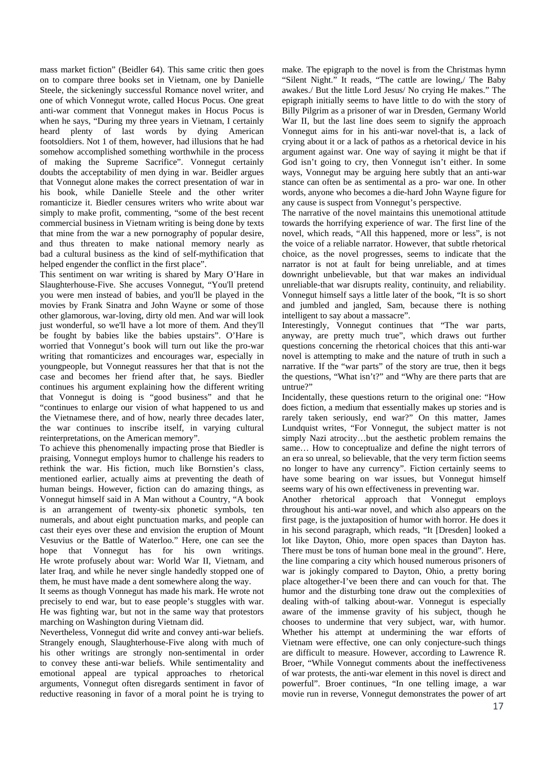mass market fiction" (Beidler 64). This same critic then goes on to compare three books set in Vietnam, one by Danielle Steele, the sickeningly successful Romance novel writer, and one of which Vonnegut wrote, called Hocus Pocus. One great anti-war comment that Vonnegut makes in Hocus Pocus is when he says, "During my three years in Vietnam, I certainly heard plenty of last words by dying American footsoldiers. Not 1 of them, however, had illusions that he had somehow accomplished something worthwhile in the process of making the Supreme Sacrifice". Vonnegut certainly doubts the acceptability of men dying in war. Beidler argues that Vonnegut alone makes the correct presentation of war in his book, while Danielle Steele and the other writer romanticize it. Biedler censures writers who write about war simply to make profit, commenting, "some of the best recent commercial business in Vietnam writing is being done by texts that mine from the war a new pornography of popular desire, and thus threaten to make national memory nearly as bad a cultural business as the kind of self-mythification that helped engender the conflict in the first place".

This sentiment on war writing is shared by Mary O'Hare in Slaughterhouse-Five. She accuses Vonnegut, "You'll pretend you were men instead of babies, and you'll be played in the movies by Frank Sinatra and John Wayne or some of those other glamorous, war-loving, dirty old men. And war will look just wonderful, so we'll have a lot more of them. And they'll be fought by babies like the babies upstairs". O'Hare is worried that Vonnegut's book will turn out like the pro-war writing that romanticizes and encourages war, especially in youngpeople, but Vonnegut reassures her that that is not the case and becomes her friend after that, he says. Biedler continues his argument explaining how the different writing that Vonnegut is doing is "good business" and that he "continues to enlarge our vision of what happened to us and the Vietnamese there, and of how, nearly three decades later, the war continues to inscribe itself, in varying cultural reinterpretations, on the American memory".

To achieve this phenomenally impacting prose that Biedler is praising, Vonnegut employs humor to challenge his readers to rethink the war. His fiction, much like Bornstien's class, mentioned earlier, actually aims at preventing the death of human beings. However, fiction can do amazing things, as Vonnegut himself said in A Man without a Country, "A book is an arrangement of twenty-six phonetic symbols, ten numerals, and about eight punctuation marks, and people can cast their eyes over these and envision the eruption of Mount Vesuvius or the Battle of Waterloo." Here, one can see the hope that Vonnegut has for his own writings. He wrote profusely about war: World War II, Vietnam, and later Iraq, and while he never single handedly stopped one of them, he must have made a dent somewhere along the way.

It seems as though Vonnegut has made his mark. He wrote not precisely to end war, but to ease people's stuggles with war. He was fighting war, but not in the same way that protestors marching on Washington during Vietnam did.

Nevertheless, Vonnegut did write and convey anti-war beliefs. Strangely enough, Slaughterhouse-Five along with much of his other writings are strongly non-sentimental in order to convey these anti-war beliefs. While sentimentality and emotional appeal are typical approaches to rhetorical arguments, Vonnegut often disregards sentiment in favor of reductive reasoning in favor of a moral point he is trying to make. The epigraph to the novel is from the Christmas hymn "Silent Night." It reads, "The cattle are lowing,/ The Baby awakes./ But the little Lord Jesus/ No crying He makes." The epigraph initially seems to have little to do with the story of Billy Pilgrim as a prisoner of war in Dresden, Germany World War II, but the last line does seem to signify the approach Vonnegut aims for in his anti-war novel-that is, a lack of crying about it or a lack of pathos as a rhetorical device in his argument against war. One way of saying it might be that if God isn't going to cry, then Vonnegut isn't either. In some ways, Vonnegut may be arguing here subtly that an anti-war stance can often be as sentimental as a pro- war one. In other words, anyone who becomes a die-hard John Wayne figure for any cause is suspect from Vonnegut's perspective.

The narrative of the novel maintains this unemotional attitude towards the horrifying experience of war. The first line of the novel, which reads, "All this happened, more or less", is not the voice of a reliable narrator. However, that subtle rhetorical choice, as the novel progresses, seems to indicate that the narrator is not at fault for being unreliable, and at times downright unbelievable, but that war makes an individual unreliable-that war disrupts reality, continuity, and reliability. Vonnegut himself says a little later of the book, "It is so short and jumbled and jangled, Sam, because there is nothing intelligent to say about a massacre".

Interestingly, Vonnegut continues that "The war parts, anyway, are pretty much true", which draws out further questions concerning the rhetorical choices that this anti-war novel is attempting to make and the nature of truth in such a narrative. If the "war parts" of the story are true, then it begs the questions, "What isn't?" and "Why are there parts that are untrue?"

Incidentally, these questions return to the original one: "How does fiction, a medium that essentially makes up stories and is rarely taken seriously, end war?" On this matter, James Lundquist writes, "For Vonnegut, the subject matter is not simply Nazi atrocity…but the aesthetic problem remains the same… How to conceptualize and define the night terrors of an era so unreal, so believable, that the very term fiction seems no longer to have any currency". Fiction certainly seems to have some bearing on war issues, but Vonnegut himself seems wary of his own effectiveness in preventing war.

Another rhetorical approach that Vonnegut employs throughout his anti-war novel, and which also appears on the first page, is the juxtaposition of humor with horror. He does it in his second paragraph, which reads, "It [Dresden] looked a lot like Dayton, Ohio, more open spaces than Dayton has. There must be tons of human bone meal in the ground". Here, the line comparing a city which housed numerous prisoners of war is jokingly compared to Dayton, Ohio, a pretty boring place altogether-I've been there and can vouch for that. The humor and the disturbing tone draw out the complexities of dealing with-of talking about-war. Vonnegut is especially aware of the immense gravity of his subject, though he chooses to undermine that very subject, war, with humor. Whether his attempt at undermining the war efforts of Vietnam were effective, one can only conjecture-such things are difficult to measure. However, according to Lawrence R. Broer, "While Vonnegut comments about the ineffectiveness of war protests, the anti-war element in this novel is direct and powerful". Broer continues, "In one telling image, a war movie run in reverse, Vonnegut demonstrates the power of art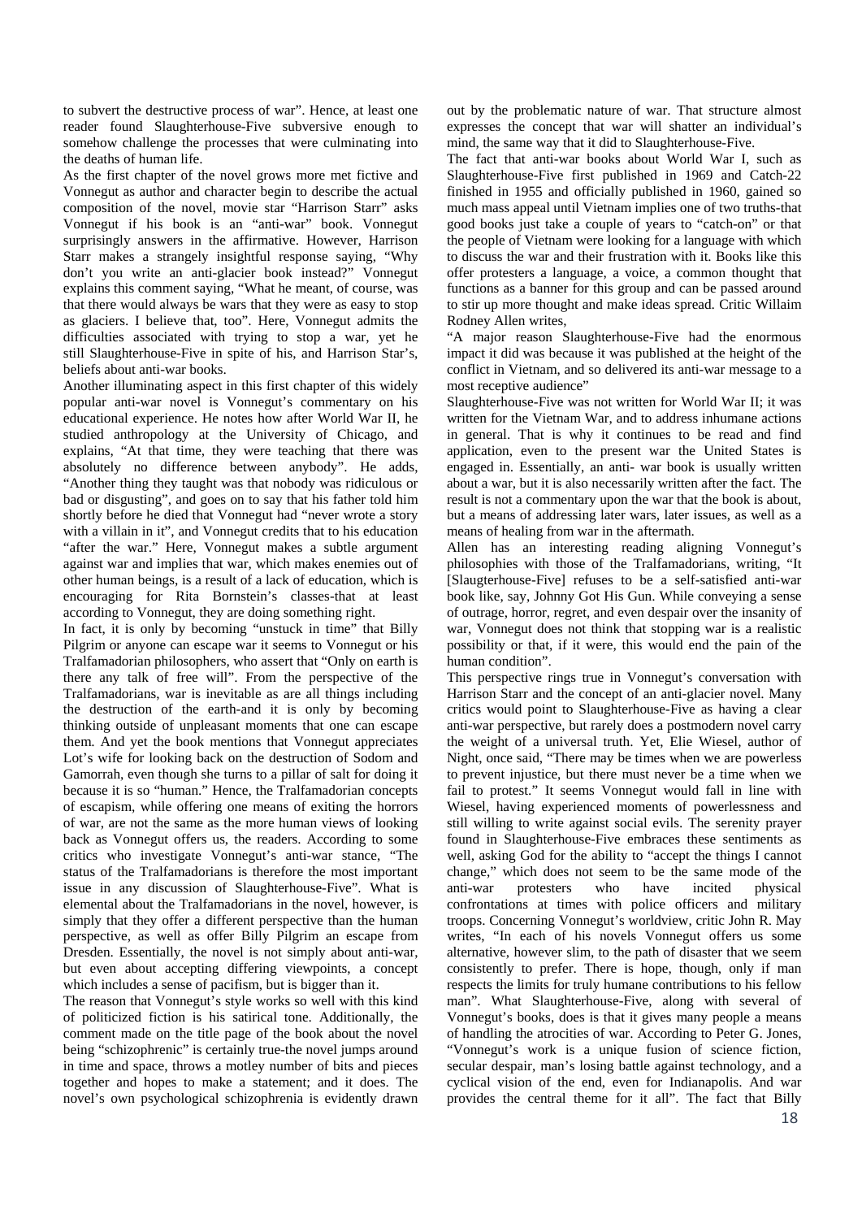to subvert the destructive process of war". Hence, at least one reader found Slaughterhouse-Five subversive enough to somehow challenge the processes that were culminating into the deaths of human life.

As the first chapter of the novel grows more met fictive and Vonnegut as author and character begin to describe the actual composition of the novel, movie star "Harrison Starr" asks Vonnegut if his book is an "anti-war" book. Vonnegut surprisingly answers in the affirmative. However, Harrison Starr makes a strangely insightful response saying, "Why don't you write an anti-glacier book instead?" Vonnegut explains this comment saying, "What he meant, of course, was that there would always be wars that they were as easy to stop as glaciers. I believe that, too". Here, Vonnegut admits the difficulties associated with trying to stop a war, yet he still Slaughterhouse-Five in spite of his, and Harrison Star's, beliefs about anti-war books.

Another illuminating aspect in this first chapter of this widely popular anti-war novel is Vonnegut's commentary on his educational experience. He notes how after World War II, he studied anthropology at the University of Chicago, and explains, "At that time, they were teaching that there was absolutely no difference between anybody". He adds, "Another thing they taught was that nobody was ridiculous or bad or disgusting", and goes on to say that his father told him shortly before he died that Vonnegut had "never wrote a story with a villain in it", and Vonnegut credits that to his education "after the war." Here, Vonnegut makes a subtle argument against war and implies that war, which makes enemies out of other human beings, is a result of a lack of education, which is encouraging for Rita Bornstein's classes-that at least according to Vonnegut, they are doing something right.

In fact, it is only by becoming "unstuck in time" that Billy Pilgrim or anyone can escape war it seems to Vonnegut or his Tralfamadorian philosophers, who assert that "Only on earth is there any talk of free will". From the perspective of the Tralfamadorians, war is inevitable as are all things including the destruction of the earth-and it is only by becoming thinking outside of unpleasant moments that one can escape them. And yet the book mentions that Vonnegut appreciates Lot's wife for looking back on the destruction of Sodom and Gamorrah, even though she turns to a pillar of salt for doing it because it is so "human." Hence, the Tralfamadorian concepts of escapism, while offering one means of exiting the horrors of war, are not the same as the more human views of looking back as Vonnegut offers us, the readers. According to some critics who investigate Vonnegut's anti-war stance, "The status of the Tralfamadorians is therefore the most important issue in any discussion of Slaughterhouse-Five". What is elemental about the Tralfamadorians in the novel, however, is simply that they offer a different perspective than the human perspective, as well as offer Billy Pilgrim an escape from Dresden. Essentially, the novel is not simply about anti-war, but even about accepting differing viewpoints, a concept which includes a sense of pacifism, but is bigger than it.

The reason that Vonnegut's style works so well with this kind of politicized fiction is his satirical tone. Additionally, the comment made on the title page of the book about the novel being "schizophrenic" is certainly true-the novel jumps around in time and space, throws a motley number of bits and pieces together and hopes to make a statement; and it does. The novel's own psychological schizophrenia is evidently drawn out by the problematic nature of war. That structure almost expresses the concept that war will shatter an individual's mind, the same way that it did to Slaughterhouse-Five.

The fact that anti-war books about World War I, such as Slaughterhouse-Five first published in 1969 and Catch-22 finished in 1955 and officially published in 1960, gained so much mass appeal until Vietnam implies one of two truths-that good books just take a couple of years to "catch-on" or that the people of Vietnam were looking for a language with which to discuss the war and their frustration with it. Books like this offer protesters a language, a voice, a common thought that functions as a banner for this group and can be passed around to stir up more thought and make ideas spread. Critic Willaim Rodney Allen writes,

"A major reason Slaughterhouse-Five had the enormous impact it did was because it was published at the height of the conflict in Vietnam, and so delivered its anti-war message to a most receptive audience"

Slaughterhouse-Five was not written for World War II; it was written for the Vietnam War, and to address inhumane actions in general. That is why it continues to be read and find application, even to the present war the United States is engaged in. Essentially, an anti- war book is usually written about a war, but it is also necessarily written after the fact. The result is not a commentary upon the war that the book is about, but a means of addressing later wars, later issues, as well as a means of healing from war in the aftermath.

Allen has an interesting reading aligning Vonnegut's philosophies with those of the Tralfamadorians, writing, "It [Slaugterhouse-Five] refuses to be a self-satisfied anti-war book like, say, Johnny Got His Gun. While conveying a sense of outrage, horror, regret, and even despair over the insanity of war, Vonnegut does not think that stopping war is a realistic possibility or that, if it were, this would end the pain of the human condition".

This perspective rings true in Vonnegut's conversation with Harrison Starr and the concept of an anti-glacier novel. Many critics would point to Slaughterhouse-Five as having a clear anti-war perspective, but rarely does a postmodern novel carry the weight of a universal truth. Yet, Elie Wiesel, author of Night, once said, "There may be times when we are powerless to prevent injustice, but there must never be a time when we fail to protest." It seems Vonnegut would fall in line with Wiesel, having experienced moments of powerlessness and still willing to write against social evils. The serenity prayer found in Slaughterhouse-Five embraces these sentiments as well, asking God for the ability to "accept the things I cannot change," which does not seem to be the same mode of the anti-war protesters who have incited physical confrontations at times with police officers and military troops. Concerning Vonnegut's worldview, critic John R. May writes, "In each of his novels Vonnegut offers us some alternative, however slim, to the path of disaster that we seem consistently to prefer. There is hope, though, only if man respects the limits for truly humane contributions to his fellow man". What Slaughterhouse-Five, along with several of Vonnegut's books, does is that it gives many people a means of handling the atrocities of war. According to Peter G. Jones, "Vonnegut's work is a unique fusion of science fiction, secular despair, man's losing battle against technology, and a cyclical vision of the end, even for Indianapolis. And war provides the central theme for it all". The fact that Billy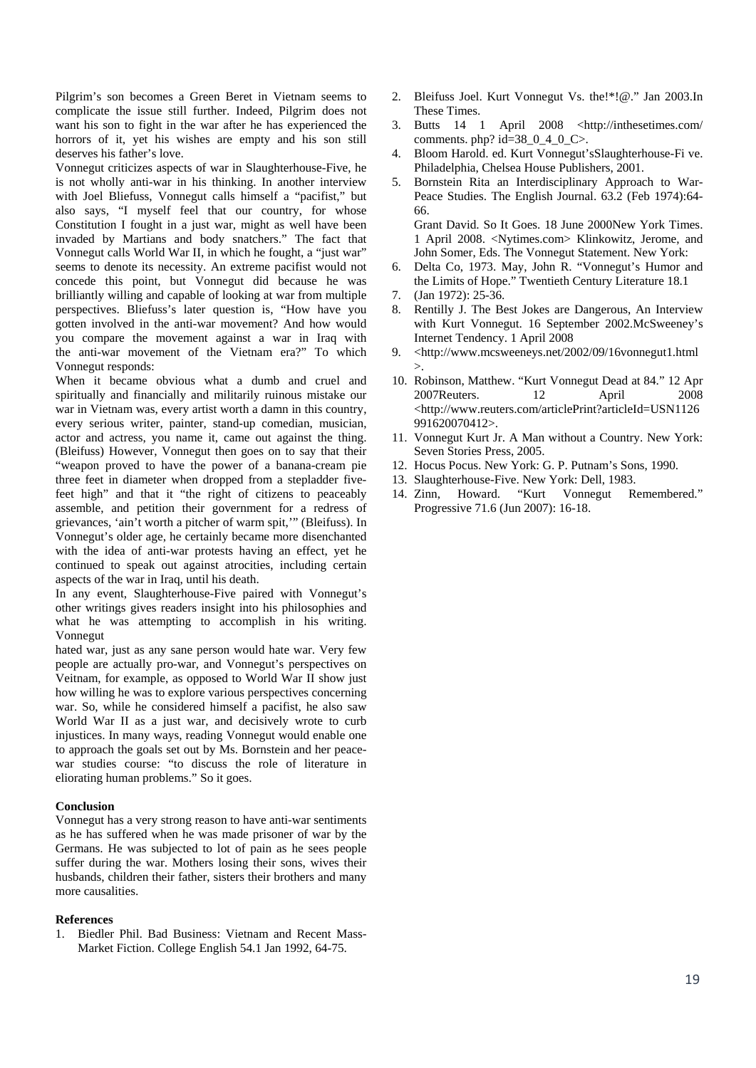Pilgrim's son becomes a Green Beret in Vietnam seems to complicate the issue still further. Indeed, Pilgrim does not want his son to fight in the war after he has experienced the horrors of it, yet his wishes are empty and his son still deserves his father's love.

Vonnegut criticizes aspects of war in Slaughterhouse-Five, he is not wholly anti-war in his thinking. In another interview with Joel Bliefuss, Vonnegut calls himself a "pacifist," but also says, "I myself feel that our country, for whose Constitution I fought in a just war, might as well have been invaded by Martians and body snatchers." The fact that Vonnegut calls World War II, in which he fought, a "just war" seems to denote its necessity. An extreme pacifist would not concede this point, but Vonnegut did because he was brilliantly willing and capable of looking at war from multiple perspectives. Bliefuss's later question is, "How have you gotten involved in the anti-war movement? And how would you compare the movement against a war in Iraq with the anti-war movement of the Vietnam era?" To which Vonnegut responds:

When it became obvious what a dumb and cruel and spiritually and financially and militarily ruinous mistake our war in Vietnam was, every artist worth a damn in this country, every serious writer, painter, stand-up comedian, musician, actor and actress, you name it, came out against the thing. (Bleifuss) However, Vonnegut then goes on to say that their "weapon proved to have the power of a banana-cream pie three feet in diameter when dropped from a stepladder five-feet high" and that it "the right of citizens to peaceably assemble, and petition their government for a redress of grievances, 'ain't worth a pitcher of warm spit,'" (Bleifuss). In Vonnegut's older age, he certainly became more disenchanted with the idea of anti-war protests having an effect, yet he continued to speak out against atrocities, including certain aspects of the war in Iraq, until his death.

In any event, Slaughterhouse-Five paired with Vonnegut's other writings gives readers insight into his philosophies and what he was attempting to accomplish in his writing. Vonnegut

hated war, just as any sane person would hate war. Very few people are actually pro-war, and Vonnegut's perspectives on Veitnam, for example, as opposed to World War II show just how willing he was to explore various perspectives concerning war. So, while he considered himself a pacifist, he also saw World War II as a just war, and decisively wrote to curb injustices. In many ways, reading Vonnegut would enable one to approach the goals set out by Ms. Bornstein and her peace-war studies course: "to discuss the role of literature in eliorating human problems." So it goes.

**Conclusion**

Vonnegut has a very strong reason to have anti-war sentiments as he has suffered when he was made prisoner of war by the Germans. He was subjected to lot of pain as he sees people suffer during the war. Mothers losing their sons, wives their husbands, children their father, sisters their brothers and many more causalities.

**References**

1. Biedler Phil. Bad Business: Vietnam and Recent Mass-Market Fiction. College English 54.1 Jan 1992, 64-75.
2. Bleifuss Joel. Kurt Vonnegut Vs. the!*!@." Jan 2003.In These Times.
3. Butts 14 1 April 2008 <http://inthesetimes.com/ comments. php? id=38_0_4_0_C>.
4. Bloom Harold. ed. Kurt Vonnegut'sSlaughterhouse-Fi ve. Philadelphia, Chelsea House Publishers, 2001.
5. Bornstein Rita an Interdisciplinary Approach to War-Peace Studies. The English Journal. 63.2 (Feb 1974):64-66.
   Grant David. So It Goes. 18 June 2000New York Times. 1 April 2008. <Nytimes.com> Klinkowitz, Jerome, and John Somer, Eds. The Vonnegut Statement. New York:
6. Delta Co, 1973. May, John R. "Vonnegut's Humor and the Limits of Hope." Twentieth Century Literature 18.1
7. (Jan 1972): 25-36.
8. Rentilly J. The Best Jokes are Dangerous, An Interview with Kurt Vonnegut. 16 September 2002.McSweeney's Internet Tendency. 1 April 2008
9. <http://www.mcsweeneys.net/2002/09/16vonnegut1.html >.
10. Robinson, Matthew. "Kurt Vonnegut Dead at 84." 12 Apr 2007Reuters. 12 April 2008 <http://www.reuters.com/articlePrint?articleId=USN1126 991620070412>.
11. Vonnegut Kurt Jr. A Man without a Country. New York: Seven Stories Press, 2005.
12. Hocus Pocus. New York: G. P. Putnam's Sons, 1990.
13. Slaughterhouse-Five. New York: Dell, 1983.
14. Zinn, Howard. "Kurt Vonnegut Remembered." Progressive 71.6 (Jun 2007): 16-18.